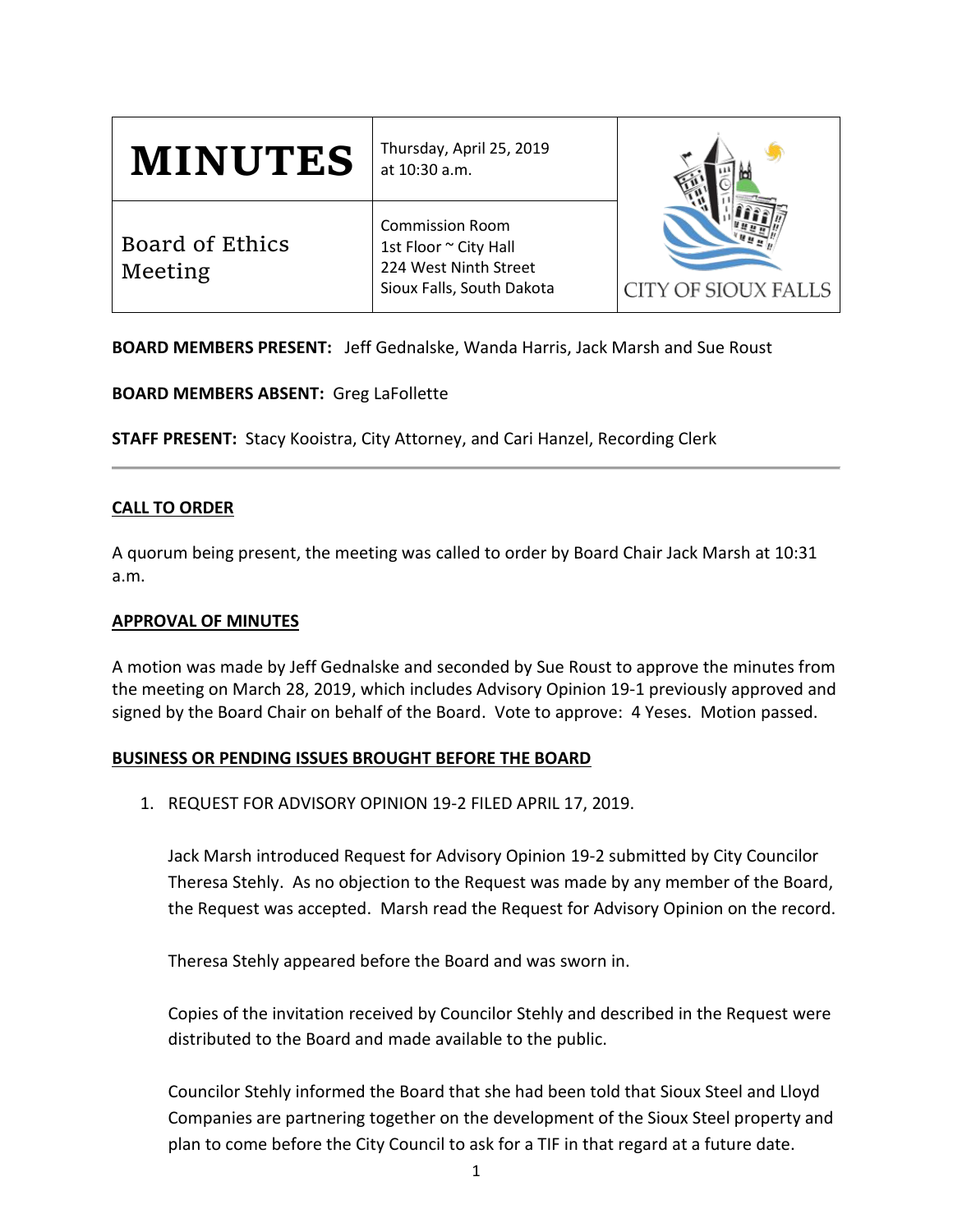| MINUTES | Thursday, April 25, 2019 at 10:30 a.m. | CITY OF SIOUX FALLS |
| --- | --- | --- |
| Board of Ethics Meeting | Commission Room<br>1st Floor ~ City Hall<br>224 West Ninth Street<br>Sioux Falls, South Dakota | |

**BOARD MEMBERS PRESENT:** Jeff Gednalske, Wanda Harris, Jack Marsh and Sue Roust

**BOARD MEMBERS ABSENT:** Greg LaFollette

**STAFF PRESENT:** Stacy Kooistra, City Attorney, and Cari Hanzel, Recording Clerk

---

## CALL TO ORDER

A quorum being present, the meeting was called to order by Board Chair Jack Marsh at 10:31 a.m.

## APPROVAL OF MINUTES

A motion was made by Jeff Gednalske and seconded by Sue Roust to approve the minutes from the meeting on March 28, 2019, which includes Advisory Opinion 19-1 previously approved and signed by the Board Chair on behalf of the Board. Vote to approve: 4 Yeses. Motion passed.

## BUSINESS OR PENDING ISSUES BROUGHT BEFORE THE BOARD

1. REQUEST FOR ADVISORY OPINION 19-2 FILED APRIL 17, 2019.

   Jack Marsh introduced Request for Advisory Opinion 19-2 submitted by City Councilor Theresa Stehly. As no objection to the Request was made by any member of the Board, the Request was accepted. Marsh read the Request for Advisory Opinion on the record.

   Theresa Stehly appeared before the Board and was sworn in.

   Copies of the invitation received by Councilor Stehly and described in the Request were distributed to the Board and made available to the public.

   Councilor Stehly informed the Board that she had been told that Sioux Steel and Lloyd Companies are partnering together on the development of the Sioux Steel property and plan to come before the City Council to ask for a TIF in that regard at a future date.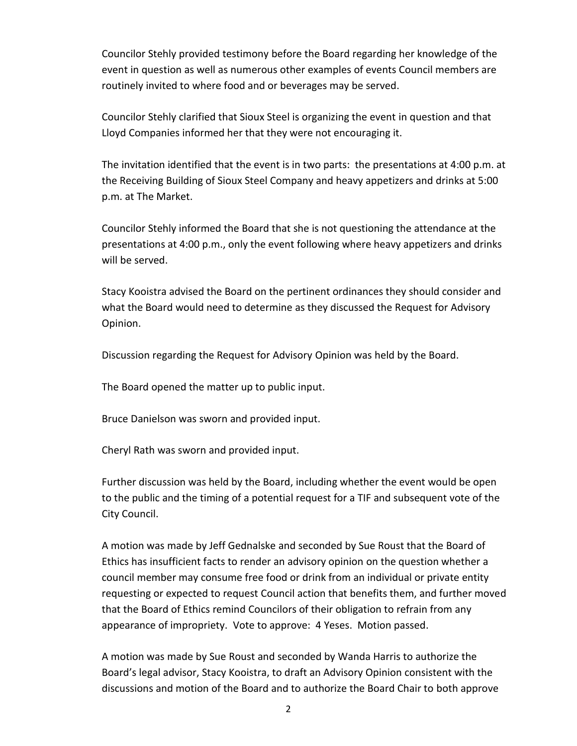Councilor Stehly provided testimony before the Board regarding her knowledge of the event in question as well as numerous other examples of events Council members are routinely invited to where food and or beverages may be served.

Councilor Stehly clarified that Sioux Steel is organizing the event in question and that Lloyd Companies informed her that they were not encouraging it.

The invitation identified that the event is in two parts: the presentations at 4:00 p.m. at the Receiving Building of Sioux Steel Company and heavy appetizers and drinks at 5:00 p.m. at The Market.

Councilor Stehly informed the Board that she is not questioning the attendance at the presentations at 4:00 p.m., only the event following where heavy appetizers and drinks will be served.

Stacy Kooistra advised the Board on the pertinent ordinances they should consider and what the Board would need to determine as they discussed the Request for Advisory Opinion.

Discussion regarding the Request for Advisory Opinion was held by the Board.

The Board opened the matter up to public input.

Bruce Danielson was sworn and provided input.

Cheryl Rath was sworn and provided input.

Further discussion was held by the Board, including whether the event would be open to the public and the timing of a potential request for a TIF and subsequent vote of the City Council.

A motion was made by Jeff Gednalske and seconded by Sue Roust that the Board of Ethics has insufficient facts to render an advisory opinion on the question whether a council member may consume free food or drink from an individual or private entity requesting or expected to request Council action that benefits them, and further moved that the Board of Ethics remind Councilors of their obligation to refrain from any appearance of impropriety. Vote to approve: 4 Yeses. Motion passed.

A motion was made by Sue Roust and seconded by Wanda Harris to authorize the Board's legal advisor, Stacy Kooistra, to draft an Advisory Opinion consistent with the discussions and motion of the Board and to authorize the Board Chair to both approve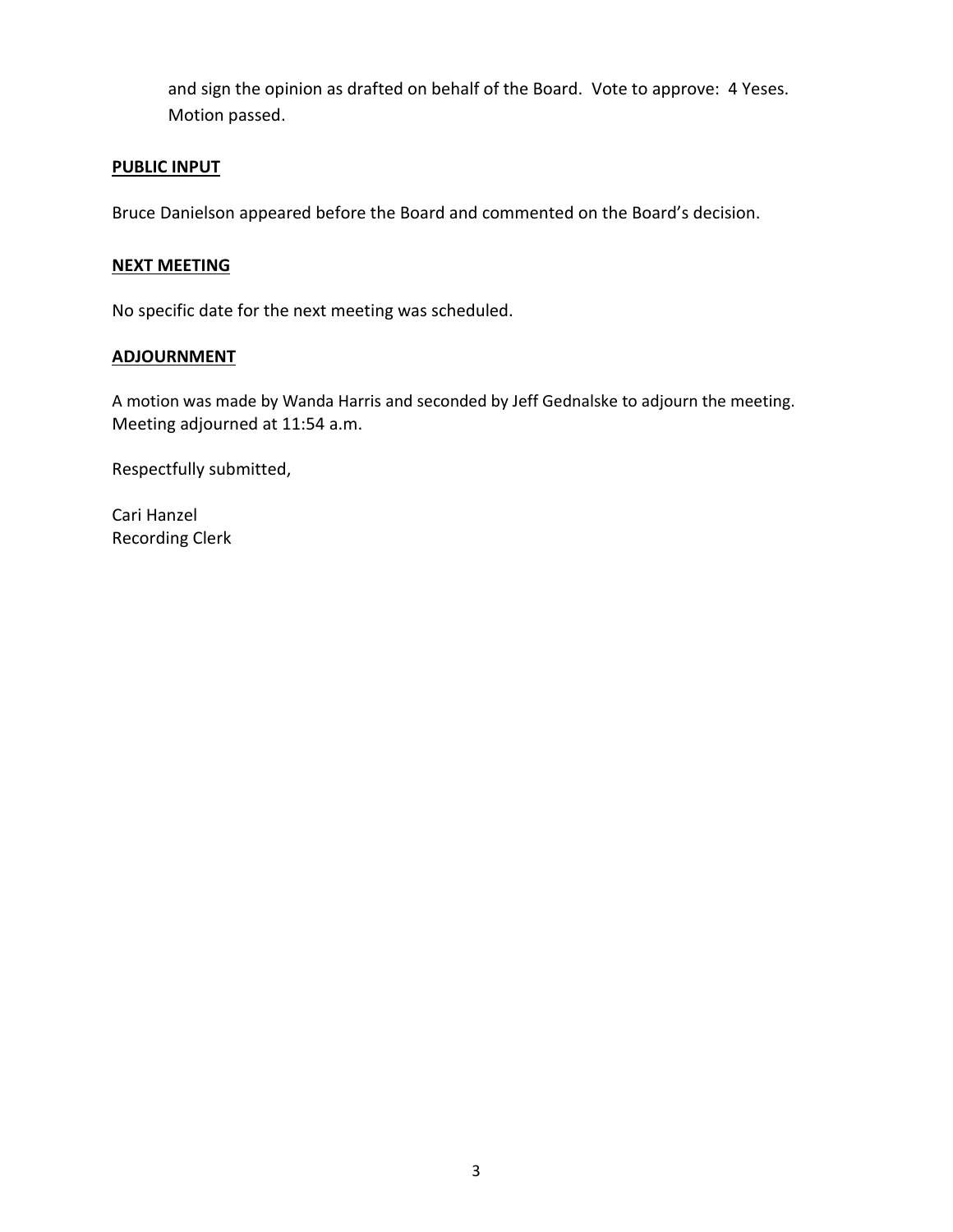and sign the opinion as drafted on behalf of the Board. Vote to approve: 4 Yeses. Motion passed.

**PUBLIC INPUT**

Bruce Danielson appeared before the Board and commented on the Board's decision.

**NEXT MEETING**

No specific date for the next meeting was scheduled.

**ADJOURNMENT**

A motion was made by Wanda Harris and seconded by Jeff Gednalske to adjourn the meeting. Meeting adjourned at 11:54 a.m.

Respectfully submitted,

Cari Hanzel
Recording Clerk